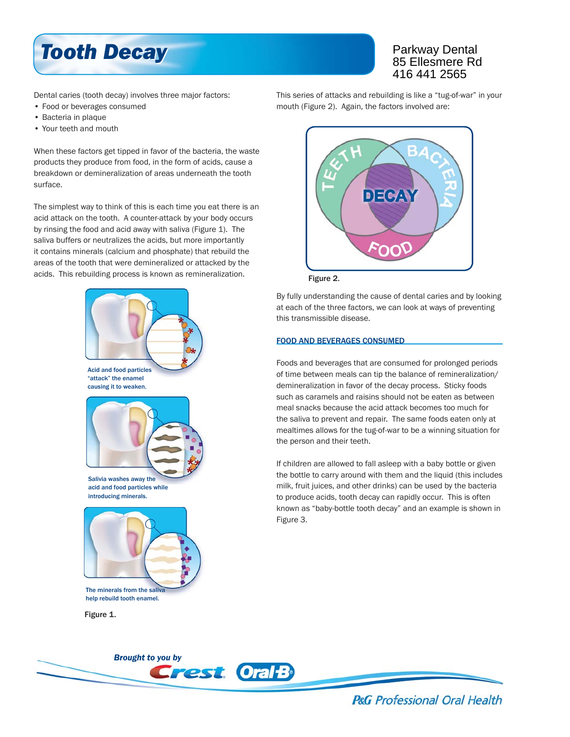# Tooth Decay

Parkway Dental
85 Ellesmere Rd
416 441 2565

Dental caries (tooth decay) involves three major factors:

- Food or beverages consumed
- Bacteria in plaque
- Your teeth and mouth

When these factors get tipped in favor of the bacteria, the waste products they produce from food, in the form of acids, cause a breakdown or demineralization of areas underneath the tooth surface.

The simplest way to think of this is each time you eat there is an acid attack on the tooth. A counter-attack by your body occurs by rinsing the food and acid away with saliva (Figure 1). The saliva buffers or neutralizes the acids, but more importantly it contains minerals (calcium and phosphate) that rebuild the areas of the tooth that were demineralized or attacked by the acids. This rebuilding process is known as remineralization.

Acid and food particles "attack" the enamel causing it to weaken.

Salivia washes away the acid and food particles while introducing minerals.

The minerals from the saliva help rebuild tooth enamel.

Figure 1.

This series of attacks and rebuilding is like a "tug-of-war" in your mouth (Figure 2). Again, the factors involved are:

TEETH BACTERIA DECAY FOOD

Figure 2.

By fully understanding the cause of dental caries and by looking at each of the three factors, we can look at ways of preventing this transmissible disease.

## FOOD AND BEVERAGES CONSUMED

Foods and beverages that are consumed for prolonged periods of time between meals can tip the balance of remineralization/demineralization in favor of the decay process. Sticky foods such as caramels and raisins should not be eaten as between meal snacks because the acid attack becomes too much for the saliva to prevent and repair. The same foods eaten only at mealtimes allows for the tug-of-war to be a winning situation for the person and their teeth.

If children are allowed to fall asleep with a baby bottle or given the bottle to carry around with them and the liquid (this includes milk, fruit juices, and other drinks) can be used by the bacteria to produce acids, tooth decay can rapidly occur. This is often known as "baby-bottle tooth decay" and an example is shown in Figure 3.

*Brought to you by* Crest Oral-B

P&G Professional Oral Health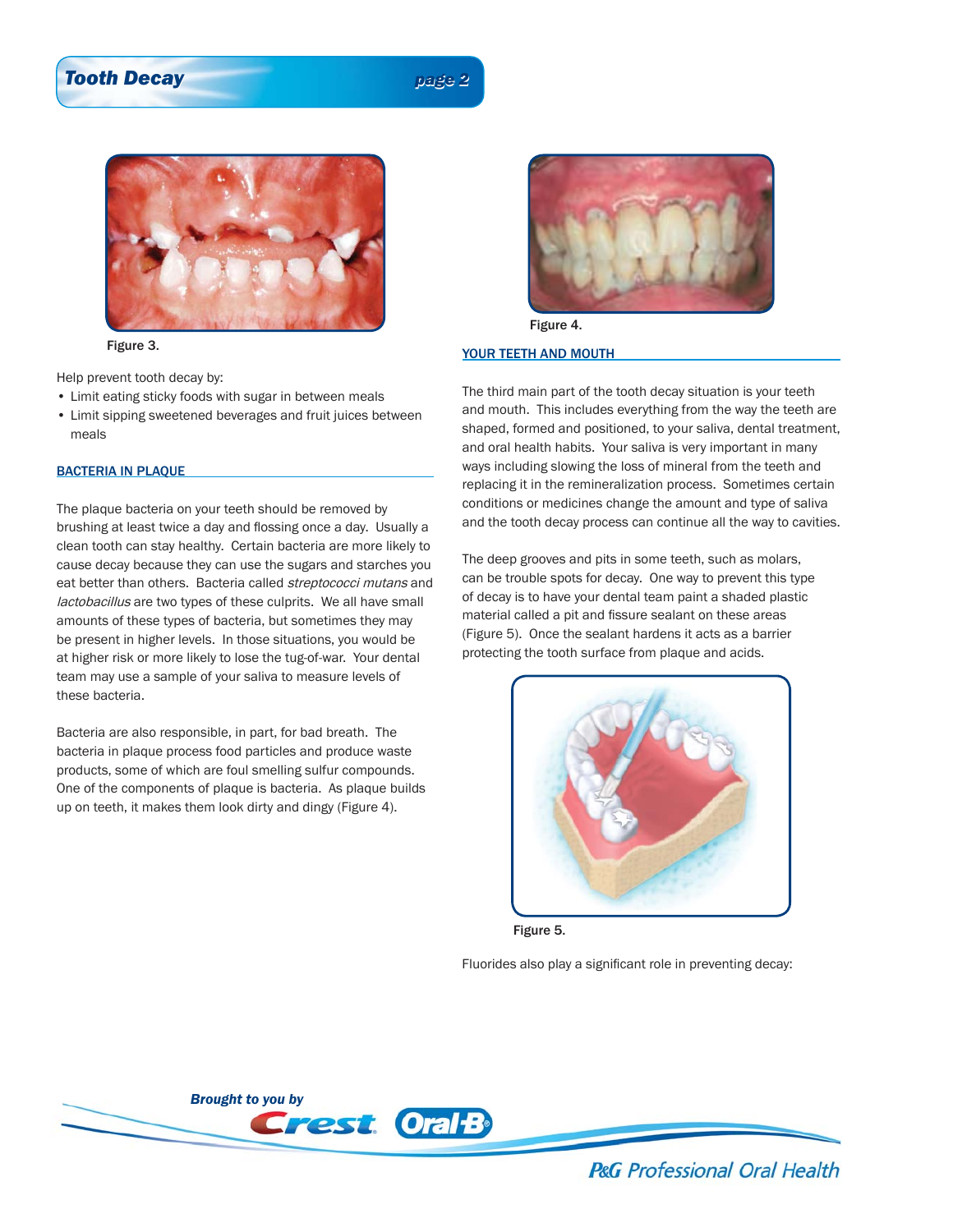Figure 3.

Help prevent tooth decay by:

- Limit eating sticky foods with sugar in between meals
- Limit sipping sweetened beverages and fruit juices between meals

## BACTERIA IN PLAQUE

The plaque bacteria on your teeth should be removed by brushing at least twice a day and flossing once a day. Usually a clean tooth can stay healthy. Certain bacteria are more likely to cause decay because they can use the sugars and starches you eat better than others. Bacteria called *streptococci mutans* and *lactobacillus* are two types of these culprits. We all have small amounts of these types of bacteria, but sometimes they may be present in higher levels. In those situations, you would be at higher risk or more likely to lose the tug-of-war. Your dental team may use a sample of your saliva to measure levels of these bacteria.

Bacteria are also responsible, in part, for bad breath. The bacteria in plaque process food particles and produce waste products, some of which are foul smelling sulfur compounds. One of the components of plaque is bacteria. As plaque builds up on teeth, it makes them look dirty and dingy (Figure 4).

Figure 4.

## YOUR TEETH AND MOUTH

The third main part of the tooth decay situation is your teeth and mouth. This includes everything from the way the teeth are shaped, formed and positioned, to your saliva, dental treatment, and oral health habits. Your saliva is very important in many ways including slowing the loss of mineral from the teeth and replacing it in the remineralization process. Sometimes certain conditions or medicines change the amount and type of saliva and the tooth decay process can continue all the way to cavities.

The deep grooves and pits in some teeth, such as molars, can be trouble spots for decay. One way to prevent this type of decay is to have your dental team paint a shaded plastic material called a pit and fissure sealant on these areas (Figure 5). Once the sealant hardens it acts as a barrier protecting the tooth surface from plaque and acids.

Figure 5.

Fluorides also play a significant role in preventing decay: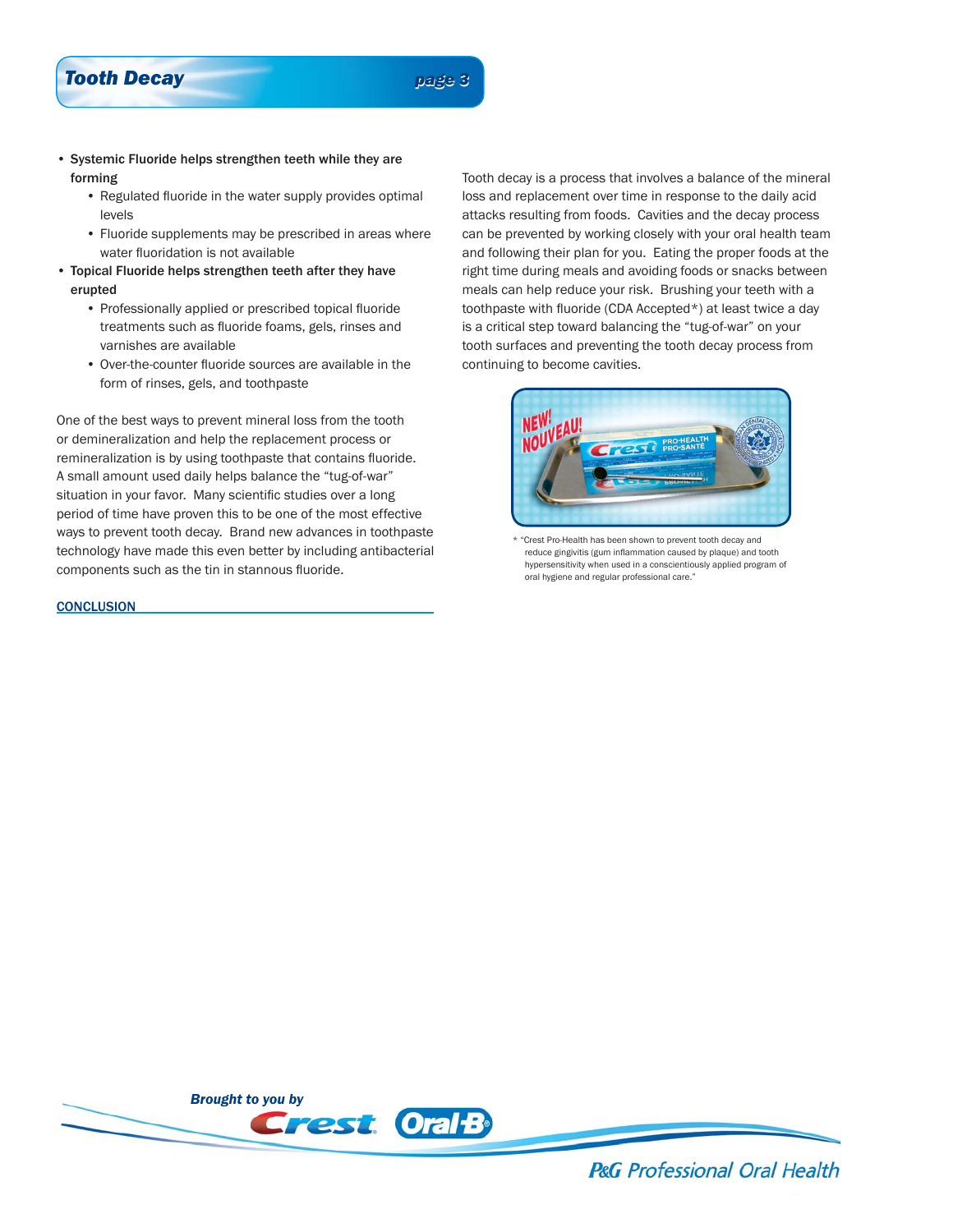- **Systemic Fluoride helps strengthen teeth while they are forming**
    - Regulated fluoride in the water supply provides optimal levels
    - Fluoride supplements may be prescribed in areas where water fluoridation is not available
- **Topical Fluoride helps strengthen teeth after they have erupted**
    - Professionally applied or prescribed topical fluoride treatments such as fluoride foams, gels, rinses and varnishes are available
    - Over-the-counter fluoride sources are available in the form of rinses, gels, and toothpaste

One of the best ways to prevent mineral loss from the tooth or demineralization and help the replacement process or remineralization is by using toothpaste that contains fluoride. A small amount used daily helps balance the "tug-of-war" situation in your favor. Many scientific studies over a long period of time have proven this to be one of the most effective ways to prevent tooth decay. Brand new advances in toothpaste technology have made this even better by including antibacterial components such as the tin in stannous fluoride.

## CONCLUSION

Tooth decay is a process that involves a balance of the mineral loss and replacement over time in response to the daily acid attacks resulting from foods. Cavities and the decay process can be prevented by working closely with your oral health team and following their plan for you. Eating the proper foods at the right time during meals and avoiding foods or snacks between meals can help reduce your risk. Brushing your teeth with a toothpaste with fluoride (CDA Accepted*) at least twice a day is a critical step toward balancing the "tug-of-war" on your tooth surfaces and preventing the tooth decay process from continuing to become cavities.

NEW! NOUVEAU!

\* "Crest Pro-Health has been shown to prevent tooth decay and reduce gingivitis (gum inflammation caused by plaque) and tooth hypersensitivity when used in a conscientiously applied program of oral hygiene and regular professional care."

*Brought to you by* Crest Oral-B

P&G Professional Oral Health